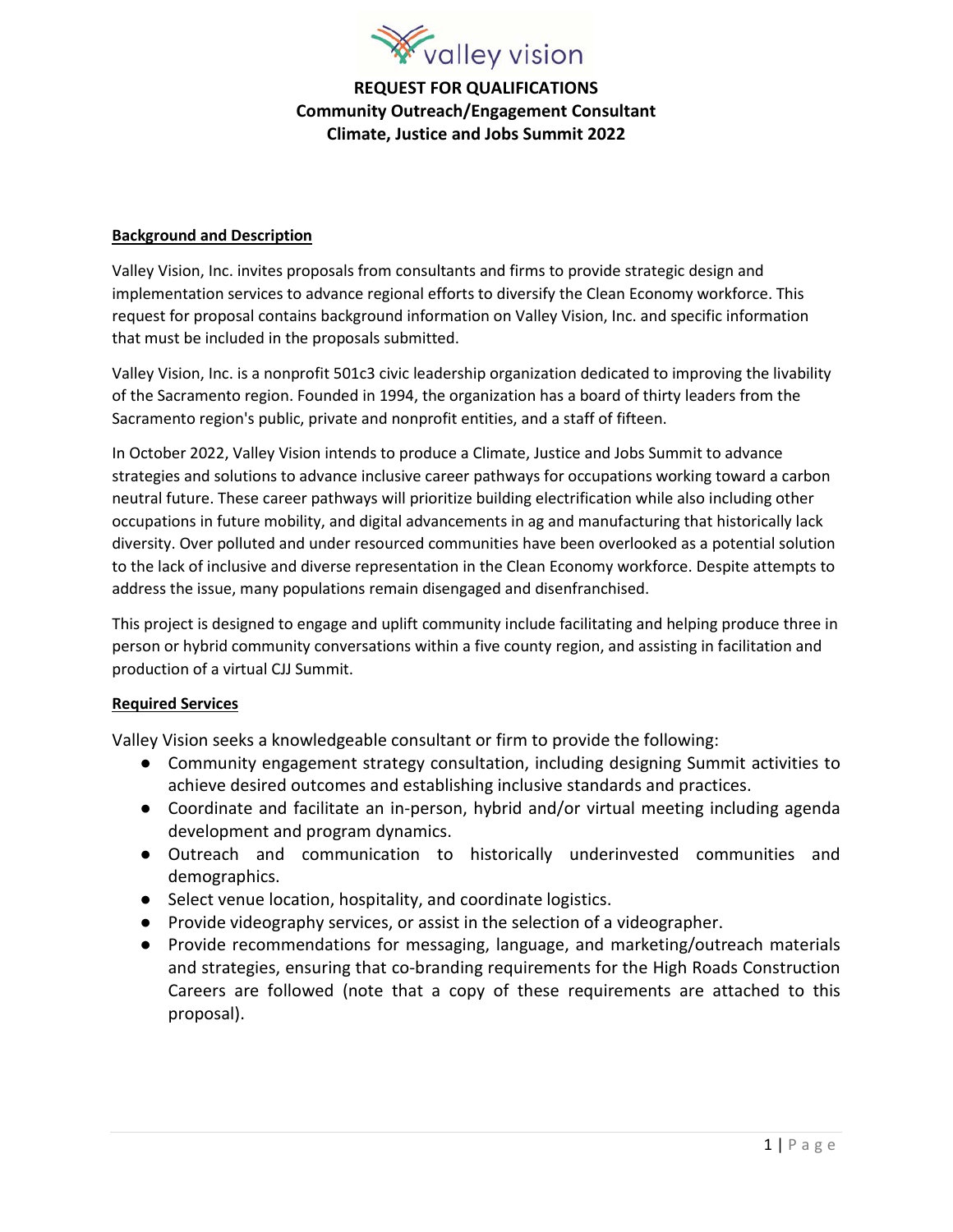# REQUEST FOR QUALIFICATIONS
## Community Outreach/Engagement Consultant
## Climate, Justice and Jobs Summit 2022

**Background and Description**

Valley Vision, Inc. invites proposals from consultants and firms to provide strategic design and implementation services to advance regional efforts to diversify the Clean Economy workforce. This request for proposal contains background information on Valley Vision, Inc. and specific information that must be included in the proposals submitted.

Valley Vision, Inc. is a nonprofit 501c3 civic leadership organization dedicated to improving the livability of the Sacramento region. Founded in 1994, the organization has a board of thirty leaders from the Sacramento region's public, private and nonprofit entities, and a staff of fifteen.

In October 2022, Valley Vision intends to produce a Climate, Justice and Jobs Summit to advance strategies and solutions to advance inclusive career pathways for occupations working toward a carbon neutral future. These career pathways will prioritize building electrification while also including other occupations in future mobility, and digital advancements in ag and manufacturing that historically lack diversity. Over polluted and under resourced communities have been overlooked as a potential solution to the lack of inclusive and diverse representation in the Clean Economy workforce. Despite attempts to address the issue, many populations remain disengaged and disenfranchised.

This project is designed to engage and uplift community include facilitating and helping produce three in person or hybrid community conversations within a five county region, and assisting in facilitation and production of a virtual CJJ Summit.

**Required Services**

Valley Vision seeks a knowledgeable consultant or firm to provide the following:

- Community engagement strategy consultation, including designing Summit activities to achieve desired outcomes and establishing inclusive standards and practices.
- Coordinate and facilitate an in-person, hybrid and/or virtual meeting including agenda development and program dynamics.
- Outreach and communication to historically underinvested communities and demographics.
- Select venue location, hospitality, and coordinate logistics.
- Provide videography services, or assist in the selection of a videographer.
- Provide recommendations for messaging, language, and marketing/outreach materials and strategies, ensuring that co-branding requirements for the High Roads Construction Careers are followed (note that a copy of these requirements are attached to this proposal).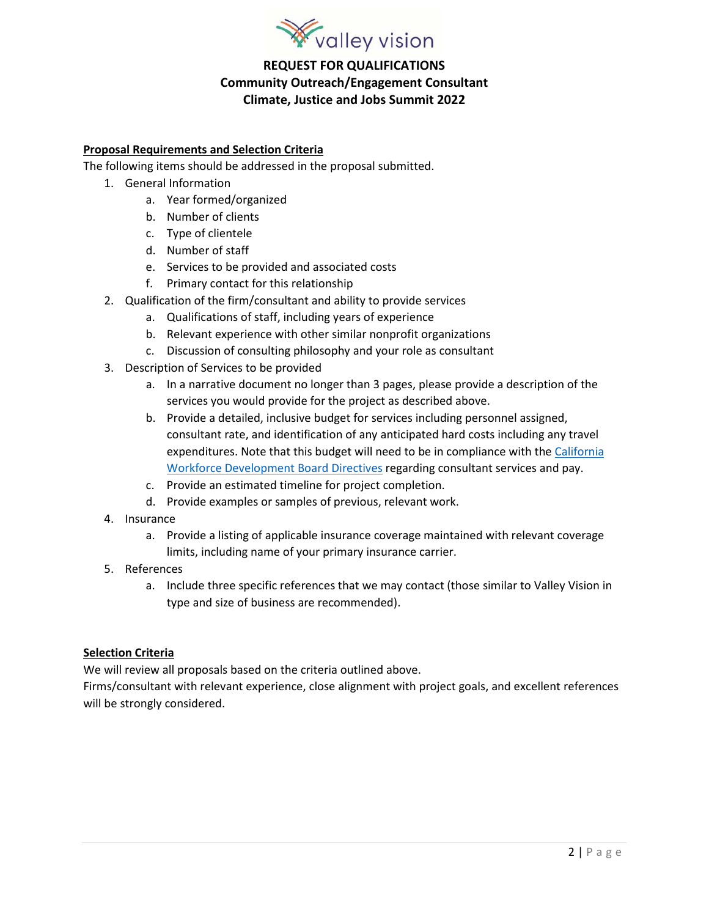# REQUEST FOR QUALIFICATIONS
## Community Outreach/Engagement Consultant
## Climate, Justice and Jobs Summit 2022

**<u>Proposal Requirements and Selection Criteria</u>**

The following items should be addressed in the proposal submitted.

1. General Information
    a. Year formed/organized
    b. Number of clients
    c. Type of clientele
    d. Number of staff
    e. Services to be provided and associated costs
    f. Primary contact for this relationship
2. Qualification of the firm/consultant and ability to provide services
    a. Qualifications of staff, including years of experience
    b. Relevant experience with other similar nonprofit organizations
    c. Discussion of consulting philosophy and your role as consultant
3. Description of Services to be provided
    a. In a narrative document no longer than 3 pages, please provide a description of the services you would provide for the project as described above.
    b. Provide a detailed, inclusive budget for services including personnel assigned, consultant rate, and identification of any anticipated hard costs including any travel expenditures. Note that this budget will need to be in compliance with the California Workforce Development Board Directives regarding consultant services and pay.
    c. Provide an estimated timeline for project completion.
    d. Provide examples or samples of previous, relevant work.
4. Insurance
    a. Provide a listing of applicable insurance coverage maintained with relevant coverage limits, including name of your primary insurance carrier.
5. References
    a. Include three specific references that we may contact (those similar to Valley Vision in type and size of business are recommended).

**<u>Selection Criteria</u>**

We will review all proposals based on the criteria outlined above.

Firms/consultant with relevant experience, close alignment with project goals, and excellent references will be strongly considered.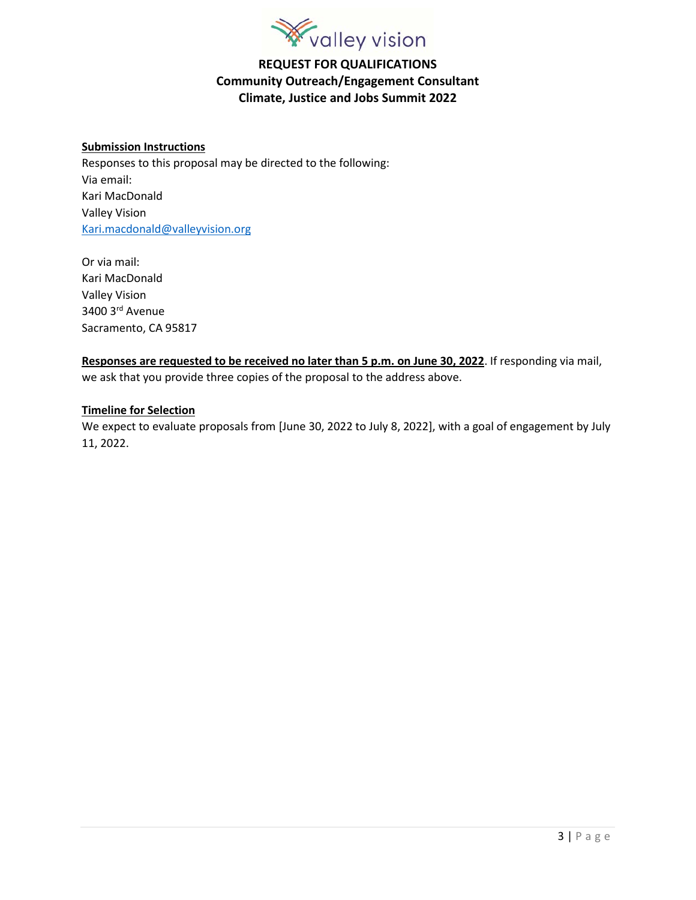# REQUEST FOR QUALIFICATIONS
## Community Outreach/Engagement Consultant
## Climate, Justice and Jobs Summit 2022

**Submission Instructions**

Responses to this proposal may be directed to the following:
Via email:
Kari MacDonald
Valley Vision
Kari.macdonald@valleyvision.org

Or via mail:
Kari MacDonald
Valley Vision
3400 3rd Avenue
Sacramento, CA 95817

**Responses are requested to be received no later than 5 p.m. on June 30, 2022**. If responding via mail, we ask that you provide three copies of the proposal to the address above.

**Timeline for Selection**

We expect to evaluate proposals from [June 30, 2022 to July 8, 2022], with a goal of engagement by July 11, 2022.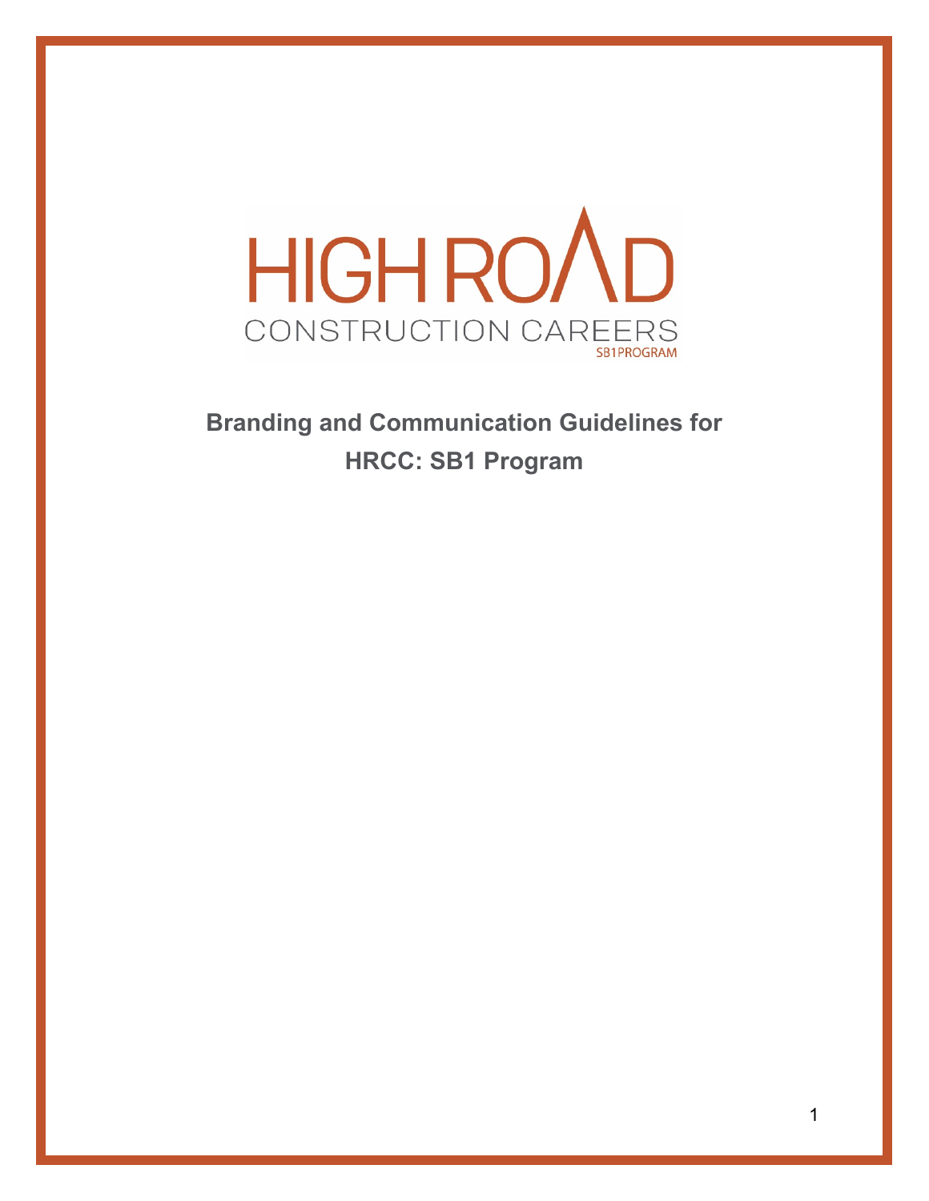HIGH ROAD
CONSTRUCTION CAREERS
SB1PROGRAM

# Branding and Communication Guidelines for HRCC: SB1 Program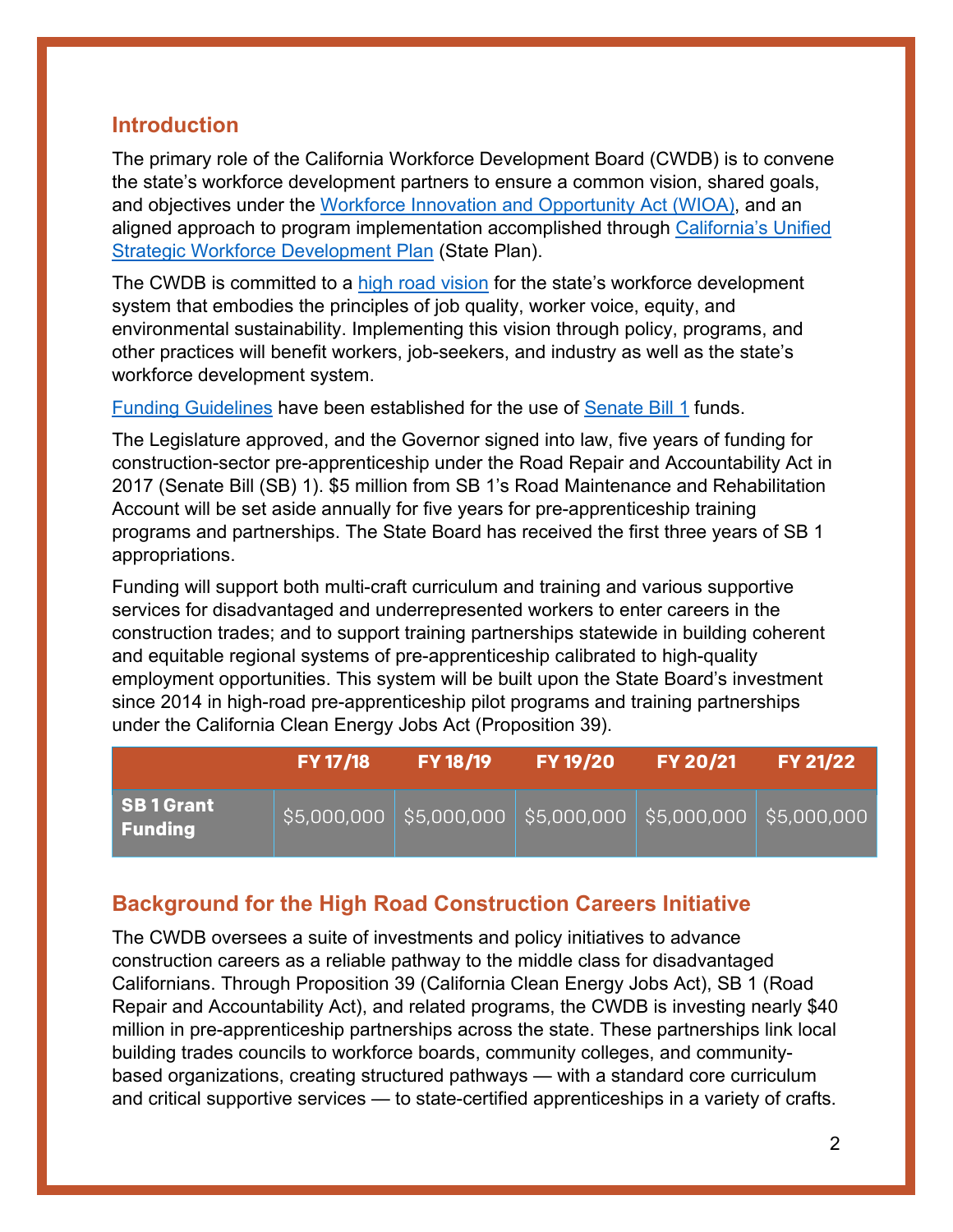## Introduction

The primary role of the California Workforce Development Board (CWDB) is to convene the state's workforce development partners to ensure a common vision, shared goals, and objectives under the Workforce Innovation and Opportunity Act (WIOA), and an aligned approach to program implementation accomplished through California's Unified Strategic Workforce Development Plan (State Plan).

The CWDB is committed to a high road vision for the state's workforce development system that embodies the principles of job quality, worker voice, equity, and environmental sustainability. Implementing this vision through policy, programs, and other practices will benefit workers, job-seekers, and industry as well as the state's workforce development system.

Funding Guidelines have been established for the use of Senate Bill 1 funds.

The Legislature approved, and the Governor signed into law, five years of funding for construction-sector pre-apprenticeship under the Road Repair and Accountability Act in 2017 (Senate Bill (SB) 1). $5 million from SB 1's Road Maintenance and Rehabilitation Account will be set aside annually for five years for pre-apprenticeship training programs and partnerships. The State Board has received the first three years of SB 1 appropriations.

Funding will support both multi-craft curriculum and training and various supportive services for disadvantaged and underrepresented workers to enter careers in the construction trades; and to support training partnerships statewide in building coherent and equitable regional systems of pre-apprenticeship calibrated to high-quality employment opportunities. This system will be built upon the State Board's investment since 2014 in high-road pre-apprenticeship pilot programs and training partnerships under the California Clean Energy Jobs Act (Proposition 39).

| | FY 17/18 | FY 18/19 | FY 19/20 | FY 20/21 | FY 21/22 |
|---|---|---|---|---|---|
| **SB 1 Grant Funding** | $5,000,000 | $5,000,000 | $5,000,000 | $5,000,000 | $5,000,000 |

## Background for the High Road Construction Careers Initiative

The CWDB oversees a suite of investments and policy initiatives to advance construction careers as a reliable pathway to the middle class for disadvantaged Californians. Through Proposition 39 (California Clean Energy Jobs Act), SB 1 (Road Repair and Accountability Act), and related programs, the CWDB is investing nearly $40 million in pre-apprenticeship partnerships across the state. These partnerships link local building trades councils to workforce boards, community colleges, and community-based organizations, creating structured pathways — with a standard core curriculum and critical supportive services — to state-certified apprenticeships in a variety of crafts.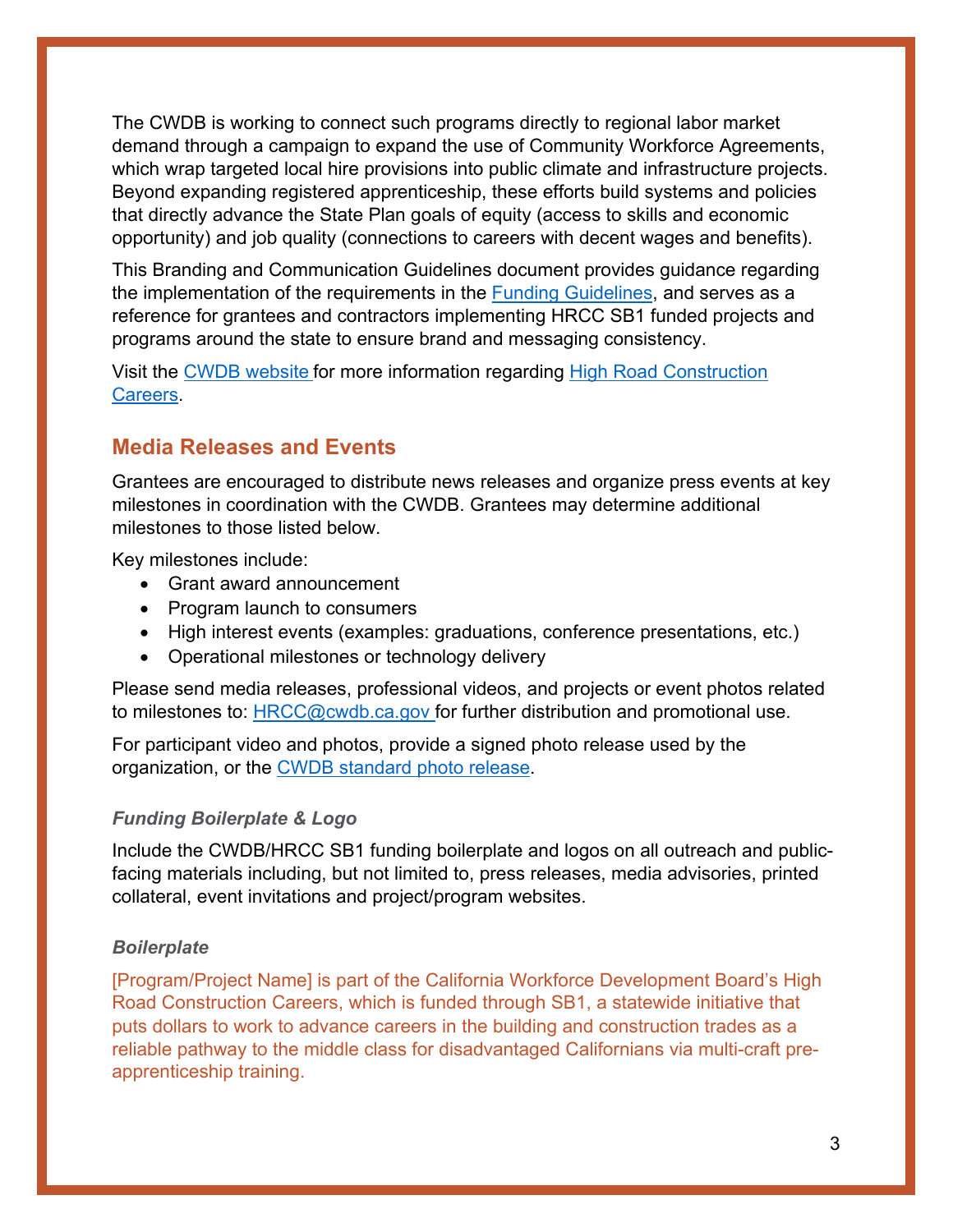The CWDB is working to connect such programs directly to regional labor market demand through a campaign to expand the use of Community Workforce Agreements, which wrap targeted local hire provisions into public climate and infrastructure projects. Beyond expanding registered apprenticeship, these efforts build systems and policies that directly advance the State Plan goals of equity (access to skills and economic opportunity) and job quality (connections to careers with decent wages and benefits).

This Branding and Communication Guidelines document provides guidance regarding the implementation of the requirements in the [Funding Guidelines](), and serves as a reference for grantees and contractors implementing HRCC SB1 funded projects and programs around the state to ensure brand and messaging consistency.

Visit the [CWDB website]() for more information regarding [High Road Construction Careers]().

## Media Releases and Events

Grantees are encouraged to distribute news releases and organize press events at key milestones in coordination with the CWDB. Grantees may determine additional milestones to those listed below.

Key milestones include:

- Grant award announcement
- Program launch to consumers
- High interest events (examples: graduations, conference presentations, etc.)
- Operational milestones or technology delivery

Please send media releases, professional videos, and projects or event photos related to milestones to: [HRCC@cwdb.ca.gov]() for further distribution and promotional use.

For participant video and photos, provide a signed photo release used by the organization, or the [CWDB standard photo release]().

### *Funding Boilerplate & Logo*

Include the CWDB/HRCC SB1 funding boilerplate and logos on all outreach and public-facing materials including, but not limited to, press releases, media advisories, printed collateral, event invitations and project/program websites.

### *Boilerplate*

[Program/Project Name] is part of the California Workforce Development Board's High Road Construction Careers, which is funded through SB1, a statewide initiative that puts dollars to work to advance careers in the building and construction trades as a reliable pathway to the middle class for disadvantaged Californians via multi-craft pre-apprenticeship training.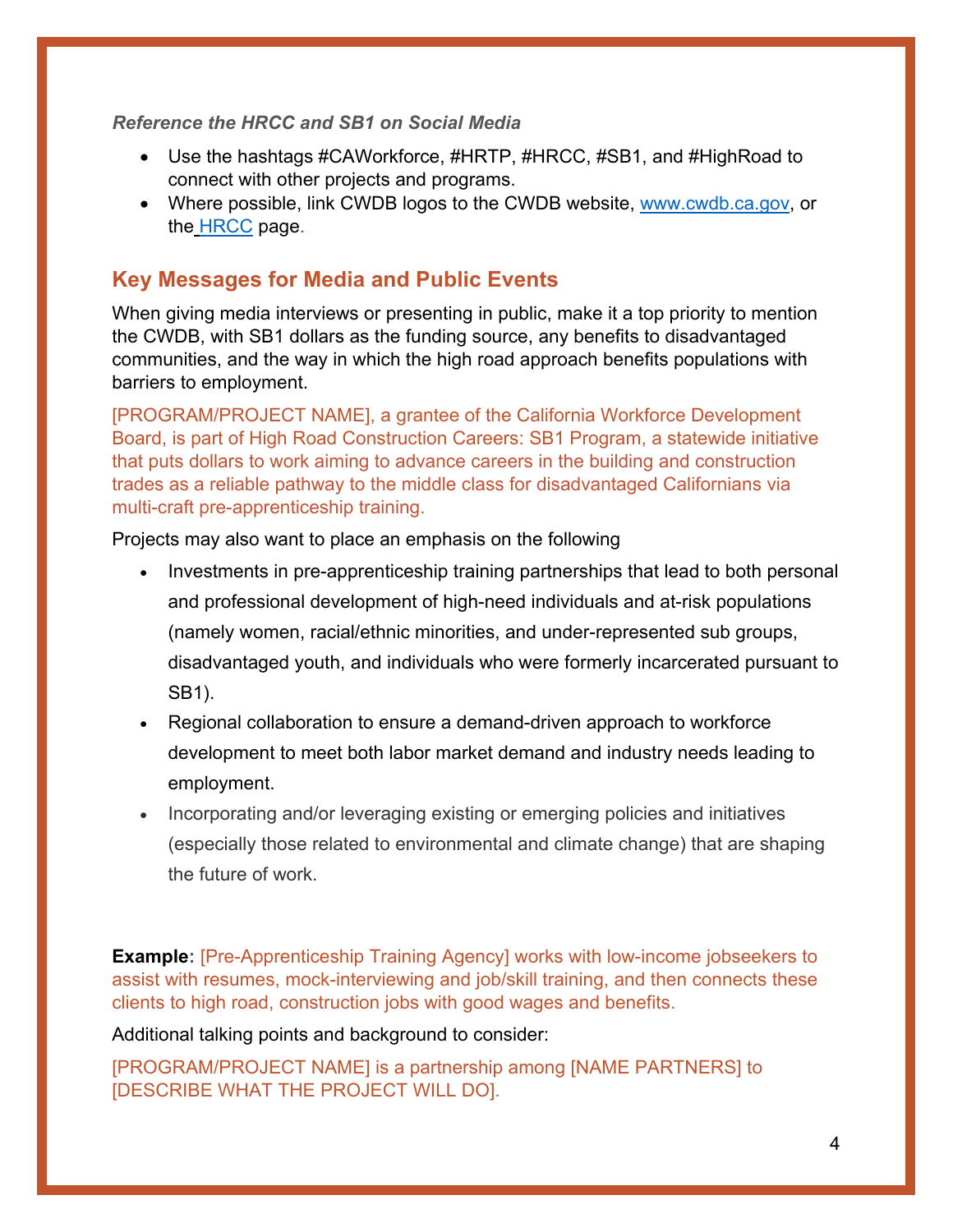*Reference the HRCC and SB1 on Social Media*

- Use the hashtags #CAWorkforce, #HRTP, #HRCC, #SB1, and #HighRoad to connect with other projects and programs.
- Where possible, link CWDB logos to the CWDB website, [www.cwdb.ca.gov](www.cwdb.ca.gov), or the HRCC page.

## Key Messages for Media and Public Events

When giving media interviews or presenting in public, make it a top priority to mention the CWDB, with SB1 dollars as the funding source, any benefits to disadvantaged communities, and the way in which the high road approach benefits populations with barriers to employment.

[PROGRAM/PROJECT NAME], a grantee of the California Workforce Development Board, is part of High Road Construction Careers: SB1 Program, a statewide initiative that puts dollars to work aiming to advance careers in the building and construction trades as a reliable pathway to the middle class for disadvantaged Californians via multi-craft pre-apprenticeship training.

Projects may also want to place an emphasis on the following

- Investments in pre-apprenticeship training partnerships that lead to both personal and professional development of high-need individuals and at-risk populations (namely women, racial/ethnic minorities, and under-represented sub groups, disadvantaged youth, and individuals who were formerly incarcerated pursuant to SB1).
- Regional collaboration to ensure a demand-driven approach to workforce development to meet both labor market demand and industry needs leading to employment.
- Incorporating and/or leveraging existing or emerging policies and initiatives (especially those related to environmental and climate change) that are shaping the future of work.

**Example:** [Pre-Apprenticeship Training Agency] works with low-income jobseekers to assist with resumes, mock-interviewing and job/skill training, and then connects these clients to high road, construction jobs with good wages and benefits.

Additional talking points and background to consider:

[PROGRAM/PROJECT NAME] is a partnership among [NAME PARTNERS] to [DESCRIBE WHAT THE PROJECT WILL DO].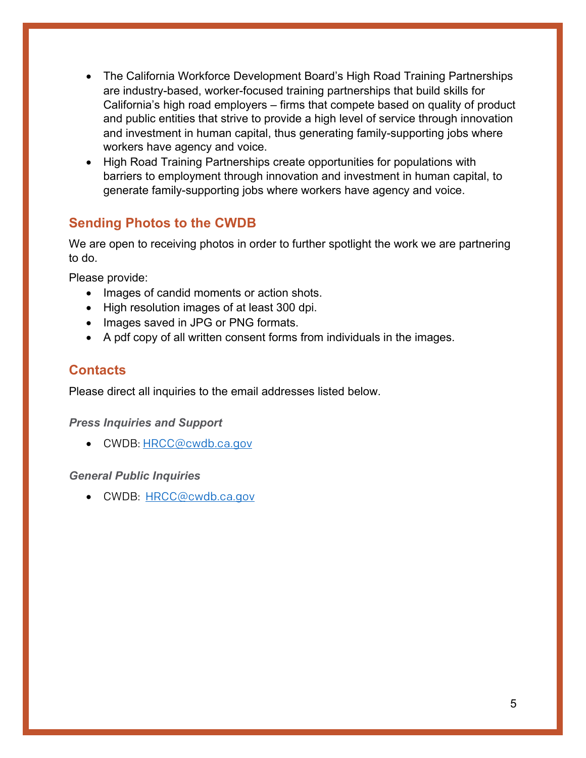- The California Workforce Development Board's High Road Training Partnerships are industry-based, worker-focused training partnerships that build skills for California's high road employers – firms that compete based on quality of product and public entities that strive to provide a high level of service through innovation and investment in human capital, thus generating family-supporting jobs where workers have agency and voice.
- High Road Training Partnerships create opportunities for populations with barriers to employment through innovation and investment in human capital, to generate family-supporting jobs where workers have agency and voice.

## Sending Photos to the CWDB

We are open to receiving photos in order to further spotlight the work we are partnering to do.

Please provide:

- Images of candid moments or action shots.
- High resolution images of at least 300 dpi.
- Images saved in JPG or PNG formats.
- A pdf copy of all written consent forms from individuals in the images.

## Contacts

Please direct all inquiries to the email addresses listed below.

### *Press Inquiries and Support*

- CWDB: HRCC@cwdb.ca.gov

### *General Public Inquiries*

- CWDB: HRCC@cwdb.ca.gov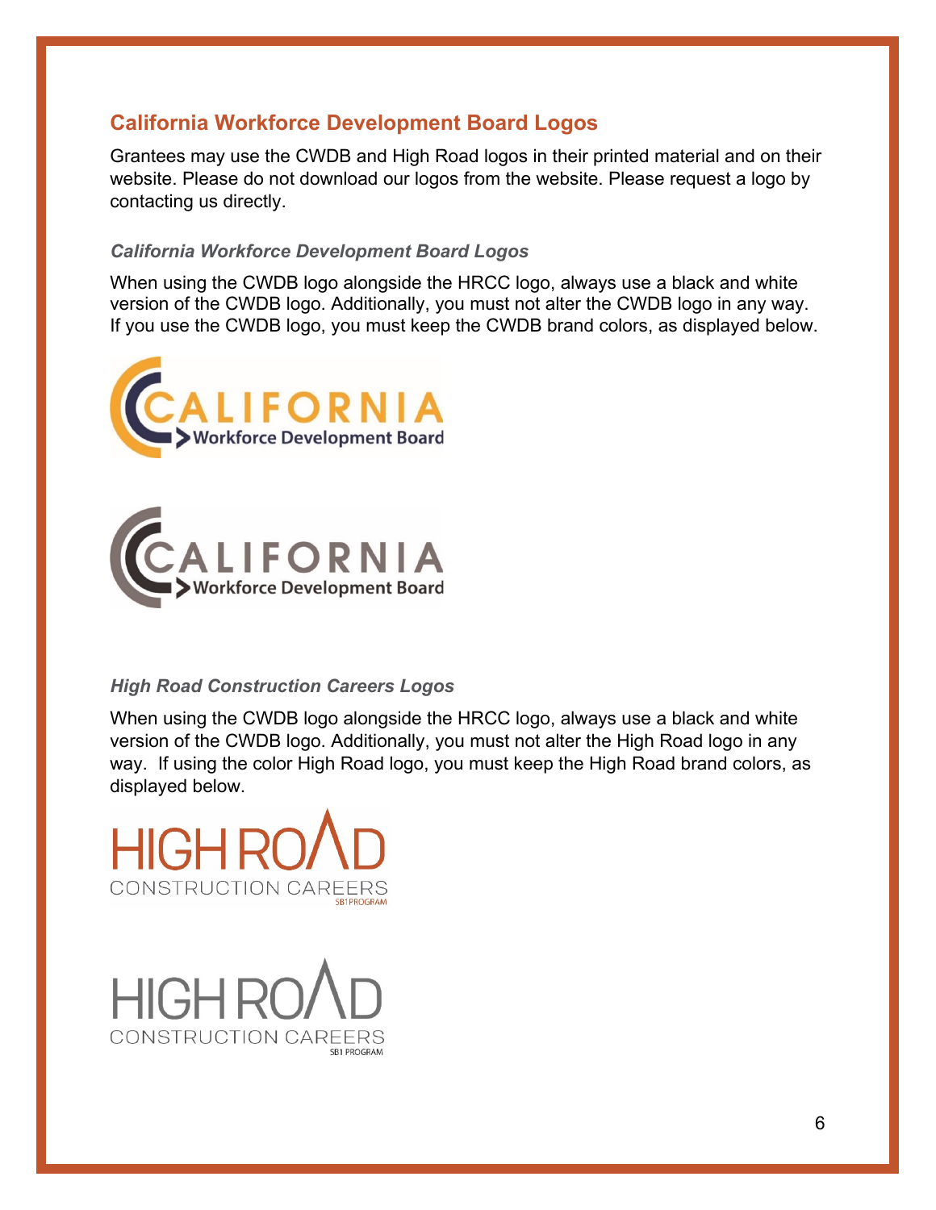## California Workforce Development Board Logos

Grantees may use the CWDB and High Road logos in their printed material and on their website. Please do not download our logos from the website. Please request a logo by contacting us directly.

### *California Workforce Development Board Logos*

When using the CWDB logo alongside the HRCC logo, always use a black and white version of the CWDB logo. Additionally, you must not alter the CWDB logo in any way. If you use the CWDB logo, you must keep the CWDB brand colors, as displayed below.

CALIFORNIA
Workforce Development Board

CALIFORNIA
Workforce Development Board

### *High Road Construction Careers Logos*

When using the CWDB logo alongside the HRCC logo, always use a black and white version of the CWDB logo. Additionally, you must not alter the High Road logo in any way. If using the color High Road logo, you must keep the High Road brand colors, as displayed below.

HIGH ROAD
CONSTRUCTION CAREERS
SB1 PROGRAM

HIGH ROAD
CONSTRUCTION CAREERS
SB1 PROGRAM